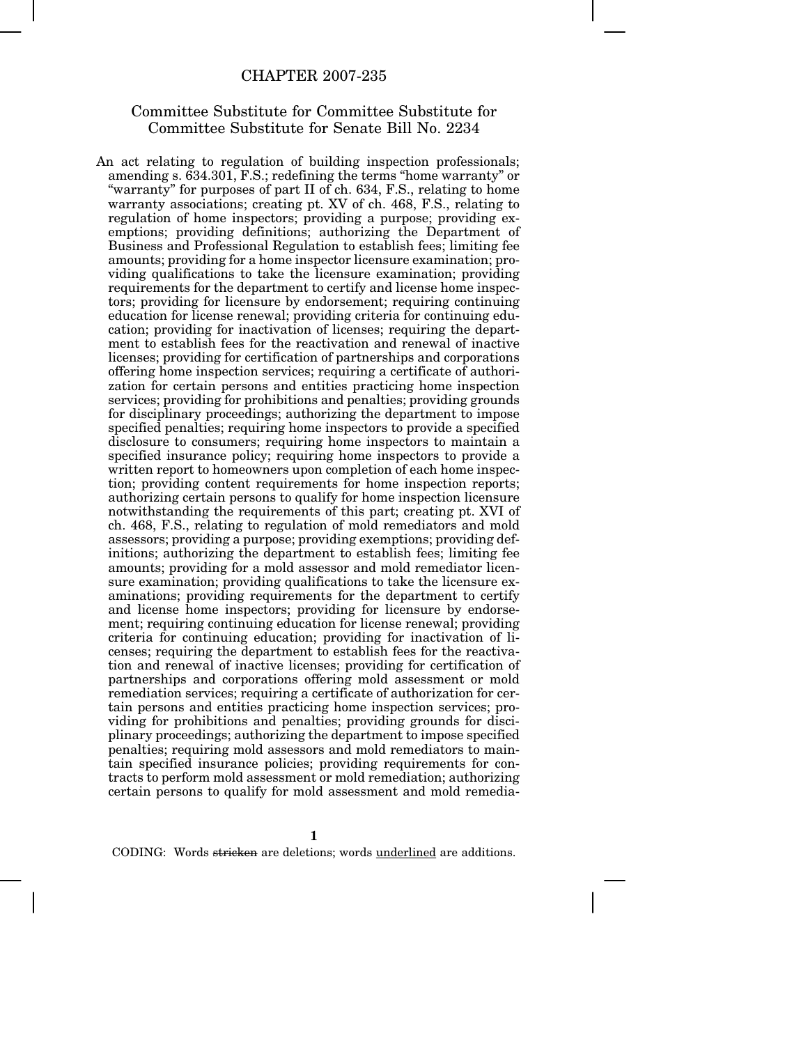# CHAPTER 2007-235

## Committee Substitute for Committee Substitute for Committee Substitute for Senate Bill No. 2234

An act relating to regulation of building inspection professionals; amending s. 634.301, F.S.; redefining the terms "home warranty" or "warranty" for purposes of part II of ch. 634, F.S., relating to home warranty associations; creating pt. XV of ch. 468, F.S., relating to regulation of home inspectors; providing a purpose; providing exemptions; providing definitions; authorizing the Department of Business and Professional Regulation to establish fees; limiting fee amounts; providing for a home inspector licensure examination; providing qualifications to take the licensure examination; providing requirements for the department to certify and license home inspectors; providing for licensure by endorsement; requiring continuing education for license renewal; providing criteria for continuing education; providing for inactivation of licenses; requiring the department to establish fees for the reactivation and renewal of inactive licenses; providing for certification of partnerships and corporations offering home inspection services; requiring a certificate of authorization for certain persons and entities practicing home inspection services; providing for prohibitions and penalties; providing grounds for disciplinary proceedings; authorizing the department to impose specified penalties; requiring home inspectors to provide a specified disclosure to consumers; requiring home inspectors to maintain a specified insurance policy; requiring home inspectors to provide a written report to homeowners upon completion of each home inspection; providing content requirements for home inspection reports; authorizing certain persons to qualify for home inspection licensure notwithstanding the requirements of this part; creating pt. XVI of ch. 468, F.S., relating to regulation of mold remediators and mold assessors; providing a purpose; providing exemptions; providing definitions; authorizing the department to establish fees; limiting fee amounts; providing for a mold assessor and mold remediator licensure examination; providing qualifications to take the licensure examinations; providing requirements for the department to certify and license home inspectors; providing for licensure by endorsement; requiring continuing education for license renewal; providing criteria for continuing education; providing for inactivation of licenses; requiring the department to establish fees for the reactivation and renewal of inactive licenses; providing for certification of partnerships and corporations offering mold assessment or mold remediation services; requiring a certificate of authorization for certain persons and entities practicing home inspection services; providing for prohibitions and penalties; providing grounds for disciplinary proceedings; authorizing the department to impose specified penalties; requiring mold assessors and mold remediators to maintain specified insurance policies; providing requirements for contracts to perform mold assessment or mold remediation; authorizing certain persons to qualify for mold assessment and mold remedia-

CODING: Words ~~stricken~~ are deletions; words underlined are additions.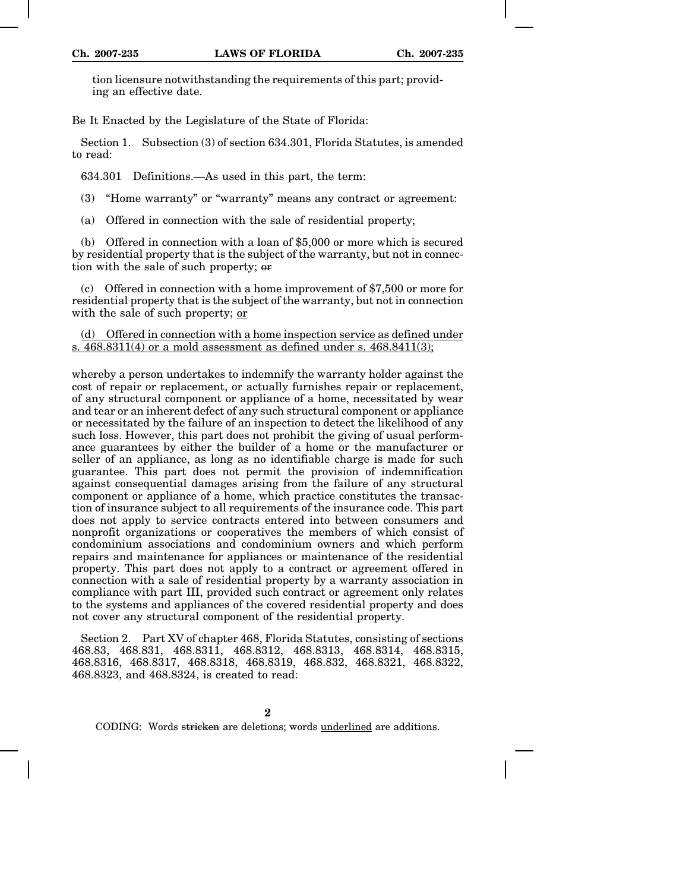tion licensure notwithstanding the requirements of this part; providing an effective date.

Be It Enacted by the Legislature of the State of Florida:

Section 1. Subsection (3) of section 634.301, Florida Statutes, is amended to read:

634.301 Definitions.—As used in this part, the term:

(3) "Home warranty" or "warranty" means any contract or agreement:

(a) Offered in connection with the sale of residential property;

(b) Offered in connection with a loan of $5,000 or more which is secured by residential property that is the subject of the warranty, but not in connection with the sale of such property; ~~or~~

(c) Offered in connection with a home improvement of $7,500 or more for residential property that is the subject of the warranty, but not in connection with the sale of such property; <u>or</u>

<u>(d) Offered in connection with a home inspection service as defined under s. 468.8311(4) or a mold assessment as defined under s. 468.8411(3);</u>

whereby a person undertakes to indemnify the warranty holder against the cost of repair or replacement, or actually furnishes repair or replacement, of any structural component or appliance of a home, necessitated by wear and tear or an inherent defect of any such structural component or appliance or necessitated by the failure of an inspection to detect the likelihood of any such loss. However, this part does not prohibit the giving of usual performance guarantees by either the builder of a home or the manufacturer or seller of an appliance, as long as no identifiable charge is made for such guarantee. This part does not permit the provision of indemnification against consequential damages arising from the failure of any structural component or appliance of a home, which practice constitutes the transaction of insurance subject to all requirements of the insurance code. This part does not apply to service contracts entered into between consumers and nonprofit organizations or cooperatives the members of which consist of condominium associations and condominium owners and which perform repairs and maintenance for appliances or maintenance of the residential property. This part does not apply to a contract or agreement offered in connection with a sale of residential property by a warranty association in compliance with part III, provided such contract or agreement only relates to the systems and appliances of the covered residential property and does not cover any structural component of the residential property.

Section 2. Part XV of chapter 468, Florida Statutes, consisting of sections 468.83, 468.831, 468.8311, 468.8312, 468.8313, 468.8314, 468.8315, 468.8316, 468.8317, 468.8318, 468.8319, 468.832, 468.8321, 468.8322, 468.8323, and 468.8324, is created to read:

CODING: Words ~~stricken~~ are deletions; words <u>underlined</u> are additions.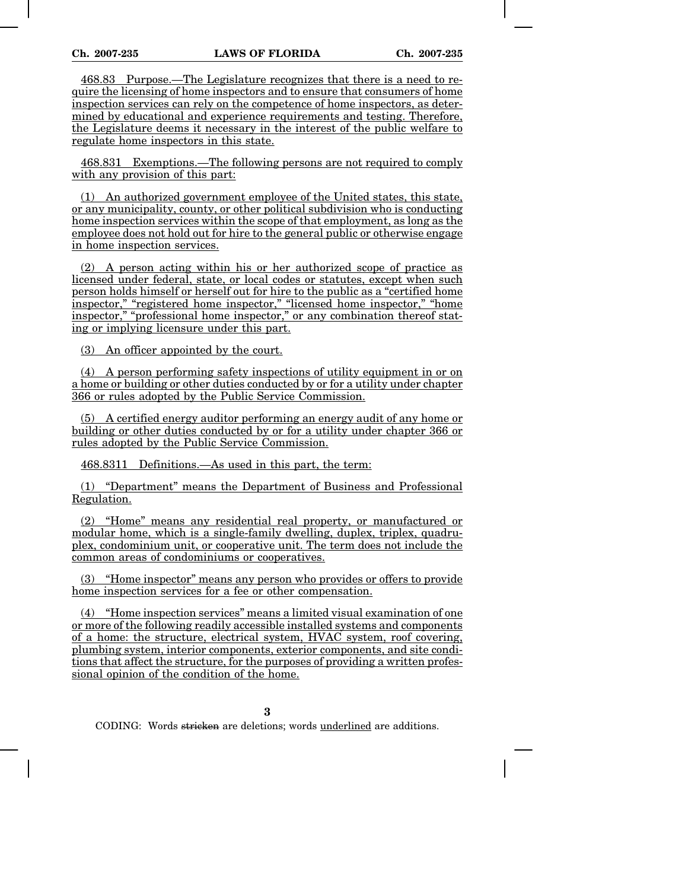468.83 Purpose.—The Legislature recognizes that there is a need to require the licensing of home inspectors and to ensure that consumers of home inspection services can rely on the competence of home inspectors, as determined by educational and experience requirements and testing. Therefore, the Legislature deems it necessary in the interest of the public welfare to regulate home inspectors in this state.

468.831 Exemptions.—The following persons are not required to comply with any provision of this part:

(1) An authorized government employee of the United states, this state, or any municipality, county, or other political subdivision who is conducting home inspection services within the scope of that employment, as long as the employee does not hold out for hire to the general public or otherwise engage in home inspection services.

(2) A person acting within his or her authorized scope of practice as licensed under federal, state, or local codes or statutes, except when such person holds himself or herself out for hire to the public as a "certified home inspector," "registered home inspector," "licensed home inspector," "home inspector," "professional home inspector," or any combination thereof stating or implying licensure under this part.

(3) An officer appointed by the court.

(4) A person performing safety inspections of utility equipment in or on a home or building or other duties conducted by or for a utility under chapter 366 or rules adopted by the Public Service Commission.

(5) A certified energy auditor performing an energy audit of any home or building or other duties conducted by or for a utility under chapter 366 or rules adopted by the Public Service Commission.

468.8311 Definitions.—As used in this part, the term:

(1) "Department" means the Department of Business and Professional Regulation.

(2) "Home" means any residential real property, or manufactured or modular home, which is a single-family dwelling, duplex, triplex, quadruplex, condominium unit, or cooperative unit. The term does not include the common areas of condominiums or cooperatives.

(3) "Home inspector" means any person who provides or offers to provide home inspection services for a fee or other compensation.

(4) "Home inspection services" means a limited visual examination of one or more of the following readily accessible installed systems and components of a home: the structure, electrical system, HVAC system, roof covering, plumbing system, interior components, exterior components, and site conditions that affect the structure, for the purposes of providing a written professional opinion of the condition of the home.

CODING: Words ~~stricken~~ are deletions; words underlined are additions.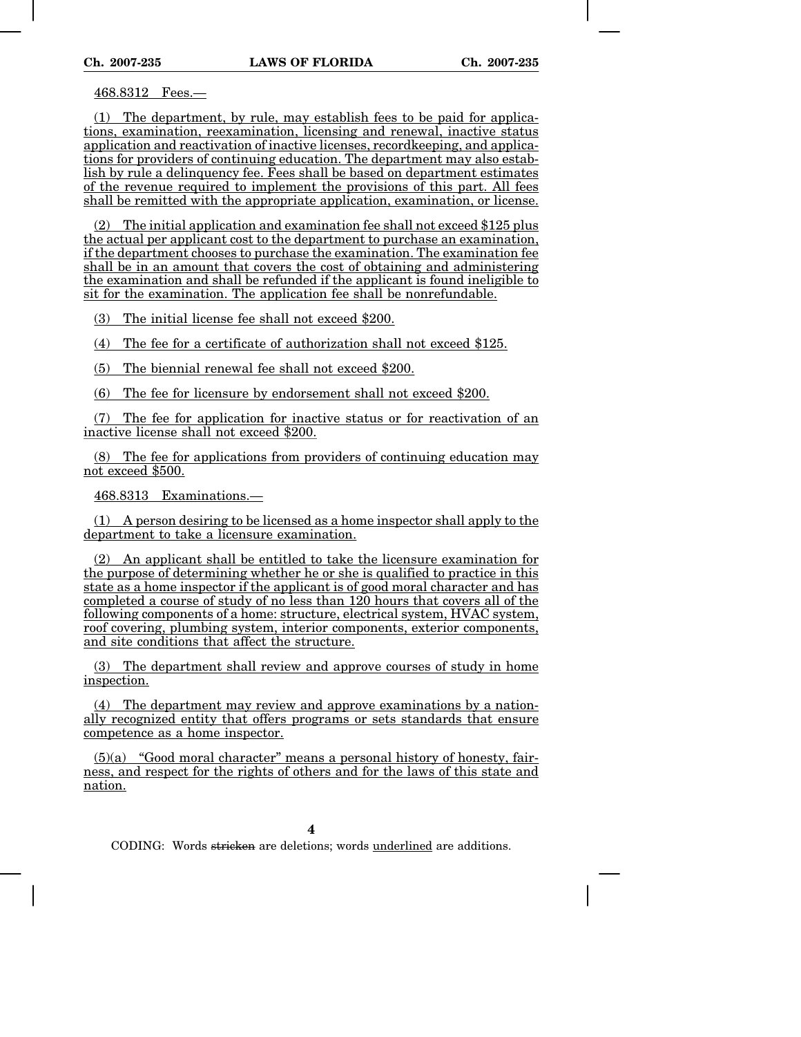468.8312 Fees.—

(1) The department, by rule, may establish fees to be paid for applications, examination, reexamination, licensing and renewal, inactive status application and reactivation of inactive licenses, recordkeeping, and applications for providers of continuing education. The department may also establish by rule a delinquency fee. Fees shall be based on department estimates of the revenue required to implement the provisions of this part. All fees shall be remitted with the appropriate application, examination, or license.

(2) The initial application and examination fee shall not exceed $125 plus the actual per applicant cost to the department to purchase an examination, if the department chooses to purchase the examination. The examination fee shall be in an amount that covers the cost of obtaining and administering the examination and shall be refunded if the applicant is found ineligible to sit for the examination. The application fee shall be nonrefundable.

(3) The initial license fee shall not exceed $200.

(4) The fee for a certificate of authorization shall not exceed $125.

(5) The biennial renewal fee shall not exceed $200.

(6) The fee for licensure by endorsement shall not exceed $200.

(7) The fee for application for inactive status or for reactivation of an inactive license shall not exceed $200.

(8) The fee for applications from providers of continuing education may not exceed $500.

468.8313 Examinations.—

(1) A person desiring to be licensed as a home inspector shall apply to the department to take a licensure examination.

(2) An applicant shall be entitled to take the licensure examination for the purpose of determining whether he or she is qualified to practice in this state as a home inspector if the applicant is of good moral character and has completed a course of study of no less than 120 hours that covers all of the following components of a home: structure, electrical system, HVAC system, roof covering, plumbing system, interior components, exterior components, and site conditions that affect the structure.

(3) The department shall review and approve courses of study in home inspection.

(4) The department may review and approve examinations by a nationally recognized entity that offers programs or sets standards that ensure competence as a home inspector.

(5)(a) "Good moral character" means a personal history of honesty, fairness, and respect for the rights of others and for the laws of this state and nation.

CODING: Words stricken are deletions; words underlined are additions.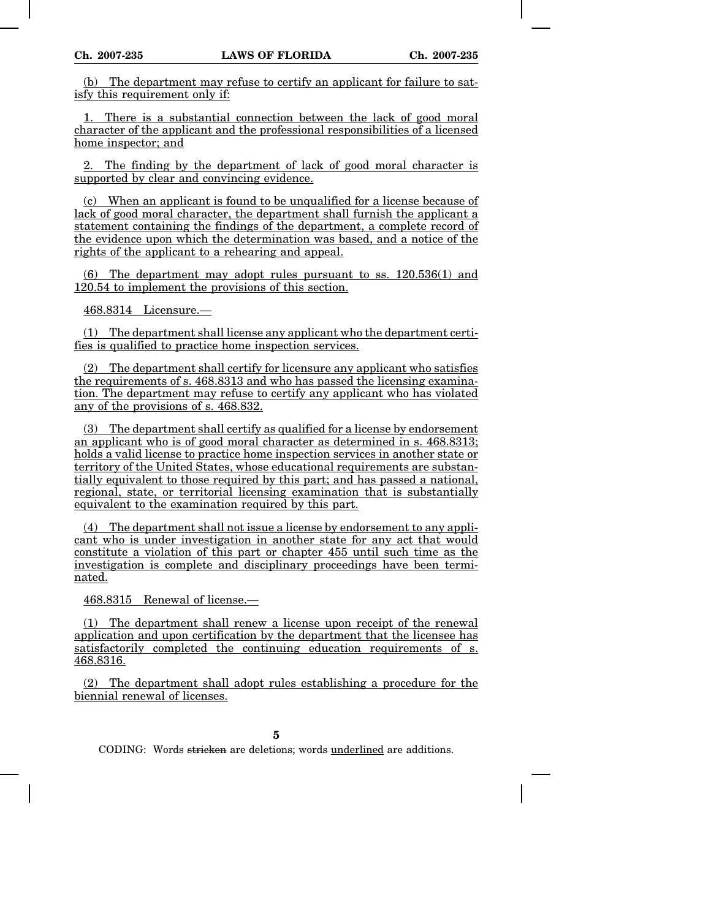(b) The department may refuse to certify an applicant for failure to satisfy this requirement only if:

1. There is a substantial connection between the lack of good moral character of the applicant and the professional responsibilities of a licensed home inspector; and

2. The finding by the department of lack of good moral character is supported by clear and convincing evidence.

(c) When an applicant is found to be unqualified for a license because of lack of good moral character, the department shall furnish the applicant a statement containing the findings of the department, a complete record of the evidence upon which the determination was based, and a notice of the rights of the applicant to a rehearing and appeal.

(6) The department may adopt rules pursuant to ss. 120.536(1) and 120.54 to implement the provisions of this section.

468.8314 Licensure.—

(1) The department shall license any applicant who the department certifies is qualified to practice home inspection services.

(2) The department shall certify for licensure any applicant who satisfies the requirements of s. 468.8313 and who has passed the licensing examination. The department may refuse to certify any applicant who has violated any of the provisions of s. 468.832.

(3) The department shall certify as qualified for a license by endorsement an applicant who is of good moral character as determined in s. 468.8313; holds a valid license to practice home inspection services in another state or territory of the United States, whose educational requirements are substantially equivalent to those required by this part; and has passed a national, regional, state, or territorial licensing examination that is substantially equivalent to the examination required by this part.

(4) The department shall not issue a license by endorsement to any applicant who is under investigation in another state for any act that would constitute a violation of this part or chapter 455 until such time as the investigation is complete and disciplinary proceedings have been terminated.

468.8315 Renewal of license.—

(1) The department shall renew a license upon receipt of the renewal application and upon certification by the department that the licensee has satisfactorily completed the continuing education requirements of s. 468.8316.

(2) The department shall adopt rules establishing a procedure for the biennial renewal of licenses.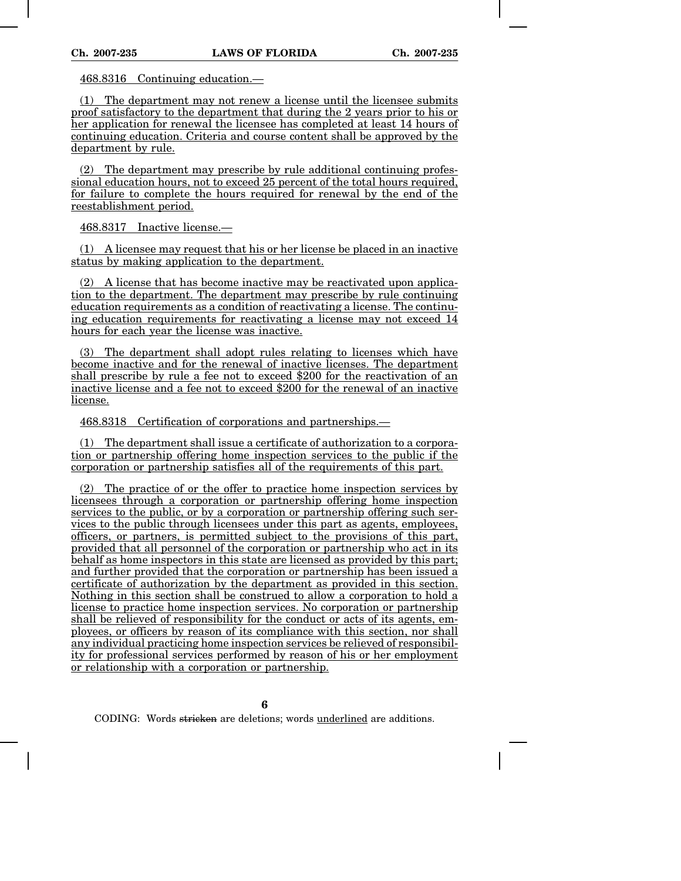468.8316 Continuing education.—

(1) The department may not renew a license until the licensee submits proof satisfactory to the department that during the 2 years prior to his or her application for renewal the licensee has completed at least 14 hours of continuing education. Criteria and course content shall be approved by the department by rule.

(2) The department may prescribe by rule additional continuing professional education hours, not to exceed 25 percent of the total hours required, for failure to complete the hours required for renewal by the end of the reestablishment period.

468.8317 Inactive license.—

(1) A licensee may request that his or her license be placed in an inactive status by making application to the department.

(2) A license that has become inactive may be reactivated upon application to the department. The department may prescribe by rule continuing education requirements as a condition of reactivating a license. The continuing education requirements for reactivating a license may not exceed 14 hours for each year the license was inactive.

(3) The department shall adopt rules relating to licenses which have become inactive and for the renewal of inactive licenses. The department shall prescribe by rule a fee not to exceed $200 for the reactivation of an inactive license and a fee not to exceed $200 for the renewal of an inactive license.

468.8318 Certification of corporations and partnerships.—

(1) The department shall issue a certificate of authorization to a corporation or partnership offering home inspection services to the public if the corporation or partnership satisfies all of the requirements of this part.

(2) The practice of or the offer to practice home inspection services by licensees through a corporation or partnership offering home inspection services to the public, or by a corporation or partnership offering such services to the public through licensees under this part as agents, employees, officers, or partners, is permitted subject to the provisions of this part, provided that all personnel of the corporation or partnership who act in its behalf as home inspectors in this state are licensed as provided by this part; and further provided that the corporation or partnership has been issued a certificate of authorization by the department as provided in this section. Nothing in this section shall be construed to allow a corporation to hold a license to practice home inspection services. No corporation or partnership shall be relieved of responsibility for the conduct or acts of its agents, employees, or officers by reason of its compliance with this section, nor shall any individual practicing home inspection services be relieved of responsibility for professional services performed by reason of his or her employment or relationship with a corporation or partnership.

CODING: Words ~~stricken~~ are deletions; words underlined are additions.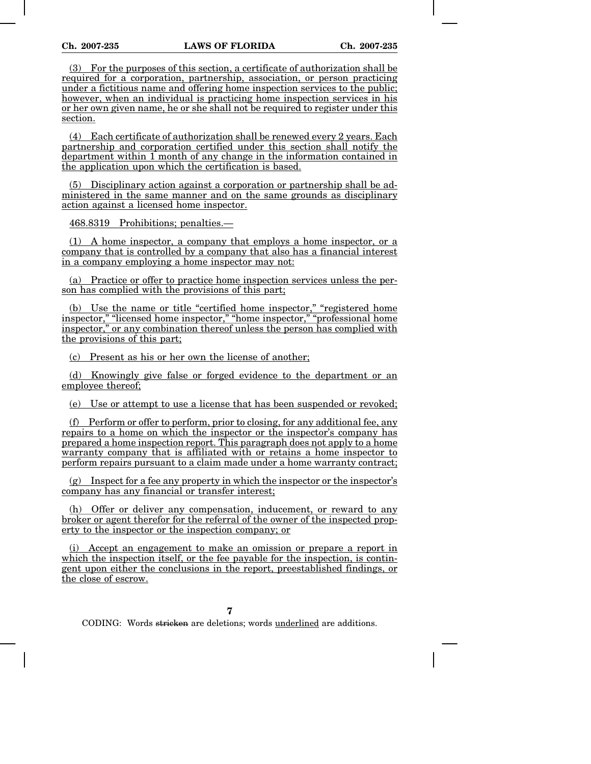(3) For the purposes of this section, a certificate of authorization shall be required for a corporation, partnership, association, or person practicing under a fictitious name and offering home inspection services to the public; however, when an individual is practicing home inspection services in his or her own given name, he or she shall not be required to register under this section.

(4) Each certificate of authorization shall be renewed every 2 years. Each partnership and corporation certified under this section shall notify the department within 1 month of any change in the information contained in the application upon which the certification is based.

(5) Disciplinary action against a corporation or partnership shall be administered in the same manner and on the same grounds as disciplinary action against a licensed home inspector.

468.8319 Prohibitions; penalties.—

(1) A home inspector, a company that employs a home inspector, or a company that is controlled by a company that also has a financial interest in a company employing a home inspector may not:

(a) Practice or offer to practice home inspection services unless the person has complied with the provisions of this part;

(b) Use the name or title "certified home inspector," "registered home inspector," "licensed home inspector," "home inspector," "professional home inspector," or any combination thereof unless the person has complied with the provisions of this part;

(c) Present as his or her own the license of another;

(d) Knowingly give false or forged evidence to the department or an employee thereof;

(e) Use or attempt to use a license that has been suspended or revoked;

(f) Perform or offer to perform, prior to closing, for any additional fee, any repairs to a home on which the inspector or the inspector's company has prepared a home inspection report. This paragraph does not apply to a home warranty company that is affiliated with or retains a home inspector to perform repairs pursuant to a claim made under a home warranty contract;

(g) Inspect for a fee any property in which the inspector or the inspector's company has any financial or transfer interest;

(h) Offer or deliver any compensation, inducement, or reward to any broker or agent therefor for the referral of the owner of the inspected property to the inspector or the inspection company; or

(i) Accept an engagement to make an omission or prepare a report in which the inspection itself, or the fee payable for the inspection, is contingent upon either the conclusions in the report, preestablished findings, or the close of escrow.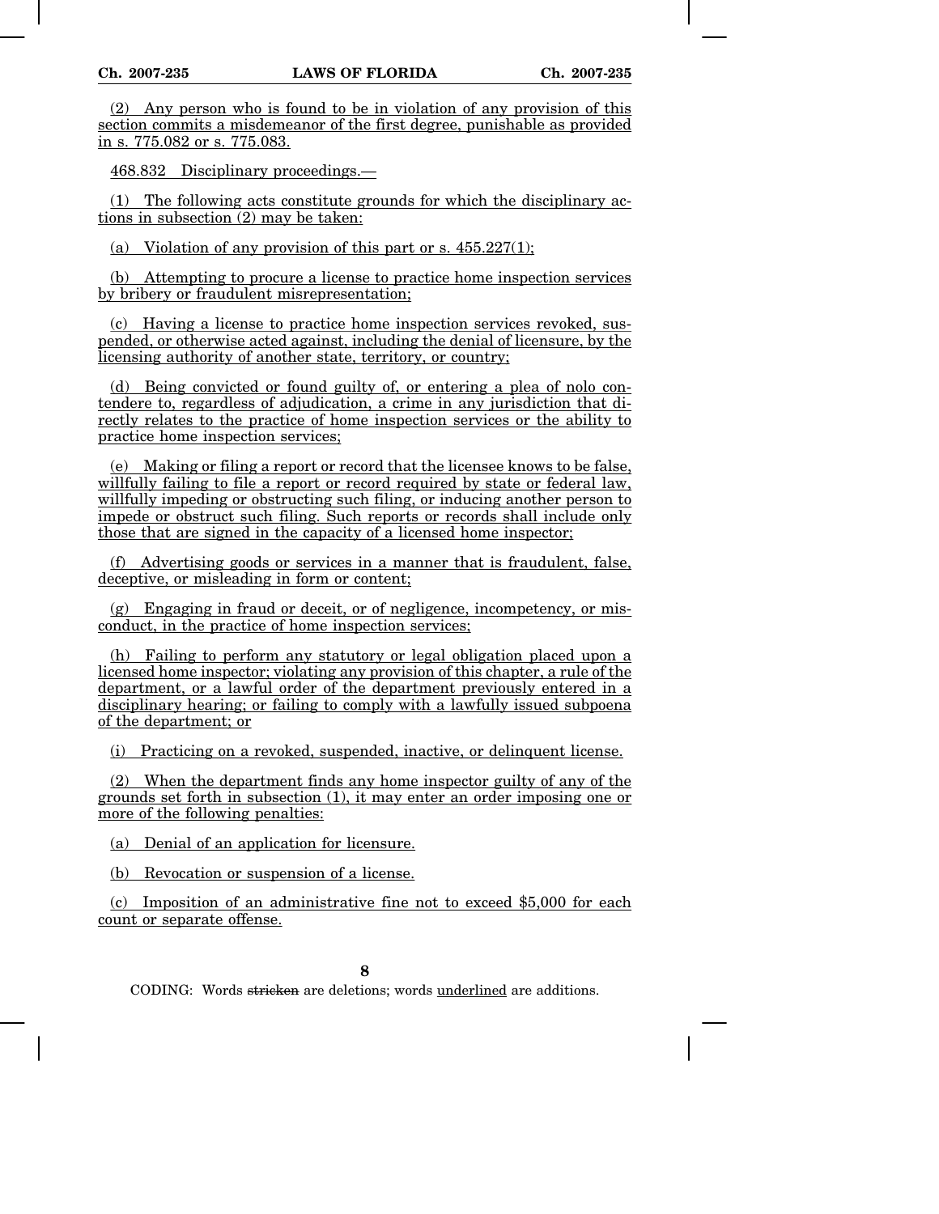(2) Any person who is found to be in violation of any provision of this section commits a misdemeanor of the first degree, punishable as provided in s. 775.082 or s. 775.083.

468.832 Disciplinary proceedings.—

(1) The following acts constitute grounds for which the disciplinary actions in subsection (2) may be taken:

(a) Violation of any provision of this part or s. 455.227(1);

(b) Attempting to procure a license to practice home inspection services by bribery or fraudulent misrepresentation;

(c) Having a license to practice home inspection services revoked, suspended, or otherwise acted against, including the denial of licensure, by the licensing authority of another state, territory, or country;

(d) Being convicted or found guilty of, or entering a plea of nolo contendere to, regardless of adjudication, a crime in any jurisdiction that directly relates to the practice of home inspection services or the ability to practice home inspection services;

(e) Making or filing a report or record that the licensee knows to be false, willfully failing to file a report or record required by state or federal law, willfully impeding or obstructing such filing, or inducing another person to impede or obstruct such filing. Such reports or records shall include only those that are signed in the capacity of a licensed home inspector;

(f) Advertising goods or services in a manner that is fraudulent, false, deceptive, or misleading in form or content;

(g) Engaging in fraud or deceit, or of negligence, incompetency, or misconduct, in the practice of home inspection services;

(h) Failing to perform any statutory or legal obligation placed upon a licensed home inspector; violating any provision of this chapter, a rule of the department, or a lawful order of the department previously entered in a disciplinary hearing; or failing to comply with a lawfully issued subpoena of the department; or

(i) Practicing on a revoked, suspended, inactive, or delinquent license.

(2) When the department finds any home inspector guilty of any of the grounds set forth in subsection (1), it may enter an order imposing one or more of the following penalties:

(a) Denial of an application for licensure.

(b) Revocation or suspension of a license.

(c) Imposition of an administrative fine not to exceed $5,000 for each count or separate offense.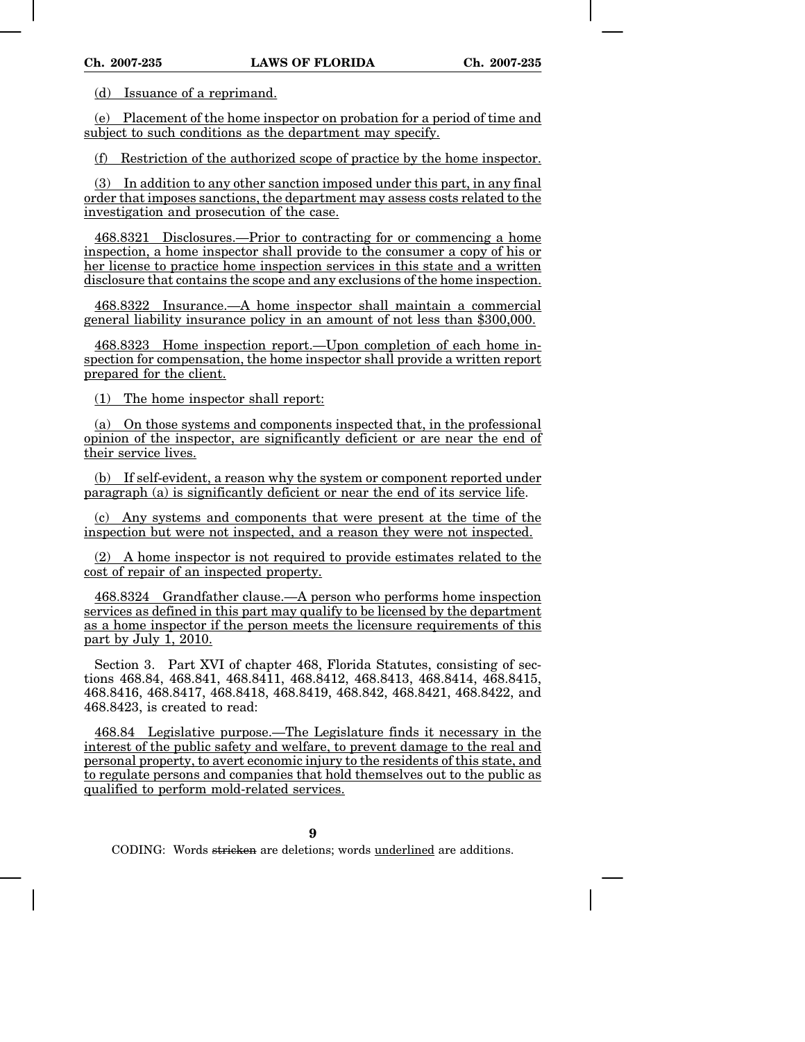(d) Issuance of a reprimand.

(e) Placement of the home inspector on probation for a period of time and subject to such conditions as the department may specify.

(f) Restriction of the authorized scope of practice by the home inspector.

(3) In addition to any other sanction imposed under this part, in any final order that imposes sanctions, the department may assess costs related to the investigation and prosecution of the case.

468.8321 Disclosures.—Prior to contracting for or commencing a home inspection, a home inspector shall provide to the consumer a copy of his or her license to practice home inspection services in this state and a written disclosure that contains the scope and any exclusions of the home inspection.

468.8322 Insurance.—A home inspector shall maintain a commercial general liability insurance policy in an amount of not less than $300,000.

468.8323 Home inspection report.—Upon completion of each home inspection for compensation, the home inspector shall provide a written report prepared for the client.

(1) The home inspector shall report:

(a) On those systems and components inspected that, in the professional opinion of the inspector, are significantly deficient or are near the end of their service lives.

(b) If self-evident, a reason why the system or component reported under paragraph (a) is significantly deficient or near the end of its service life.

(c) Any systems and components that were present at the time of the inspection but were not inspected, and a reason they were not inspected.

(2) A home inspector is not required to provide estimates related to the cost of repair of an inspected property.

468.8324 Grandfather clause.—A person who performs home inspection services as defined in this part may qualify to be licensed by the department as a home inspector if the person meets the licensure requirements of this part by July 1, 2010.

Section 3. Part XVI of chapter 468, Florida Statutes, consisting of sections 468.84, 468.841, 468.8411, 468.8412, 468.8413, 468.8414, 468.8415, 468.8416, 468.8417, 468.8418, 468.8419, 468.842, 468.8421, 468.8422, and 468.8423, is created to read:

468.84 Legislative purpose.—The Legislature finds it necessary in the interest of the public safety and welfare, to prevent damage to the real and personal property, to avert economic injury to the residents of this state, and to regulate persons and companies that hold themselves out to the public as qualified to perform mold-related services.

CODING: Words stricken are deletions; words underlined are additions.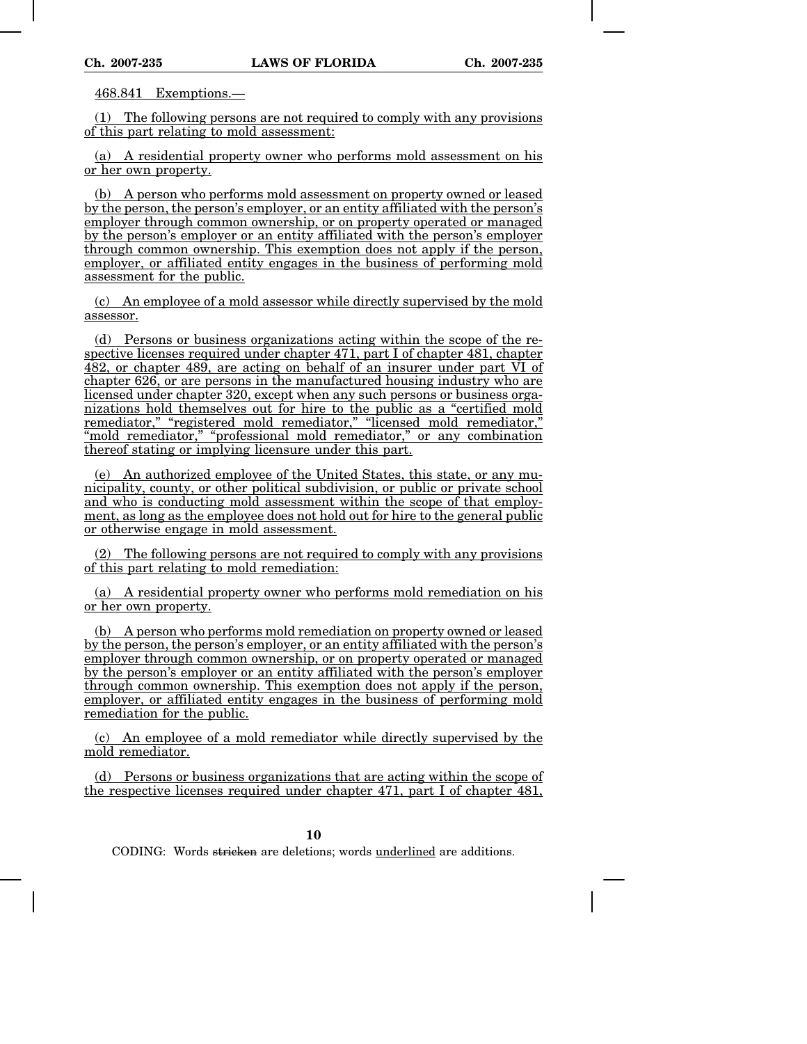468.841 Exemptions.—

(1) The following persons are not required to comply with any provisions of this part relating to mold assessment:

(a) A residential property owner who performs mold assessment on his or her own property.

(b) A person who performs mold assessment on property owned or leased by the person, the person's employer, or an entity affiliated with the person's employer through common ownership, or on property operated or managed by the person's employer or an entity affiliated with the person's employer through common ownership. This exemption does not apply if the person, employer, or affiliated entity engages in the business of performing mold assessment for the public.

(c) An employee of a mold assessor while directly supervised by the mold assessor.

(d) Persons or business organizations acting within the scope of the respective licenses required under chapter 471, part I of chapter 481, chapter 482, or chapter 489, are acting on behalf of an insurer under part VI of chapter 626, or are persons in the manufactured housing industry who are licensed under chapter 320, except when any such persons or business organizations hold themselves out for hire to the public as a "certified mold remediator," "registered mold remediator," "licensed mold remediator," "mold remediator," "professional mold remediator," or any combination thereof stating or implying licensure under this part.

(e) An authorized employee of the United States, this state, or any municipality, county, or other political subdivision, or public or private school and who is conducting mold assessment within the scope of that employment, as long as the employee does not hold out for hire to the general public or otherwise engage in mold assessment.

(2) The following persons are not required to comply with any provisions of this part relating to mold remediation:

(a) A residential property owner who performs mold remediation on his or her own property.

(b) A person who performs mold remediation on property owned or leased by the person, the person's employer, or an entity affiliated with the person's employer through common ownership, or on property operated or managed by the person's employer or an entity affiliated with the person's employer through common ownership. This exemption does not apply if the person, employer, or affiliated entity engages in the business of performing mold remediation for the public.

(c) An employee of a mold remediator while directly supervised by the mold remediator.

(d) Persons or business organizations that are acting within the scope of the respective licenses required under chapter 471, part I of chapter 481,

CODING: Words stricken are deletions; words underlined are additions.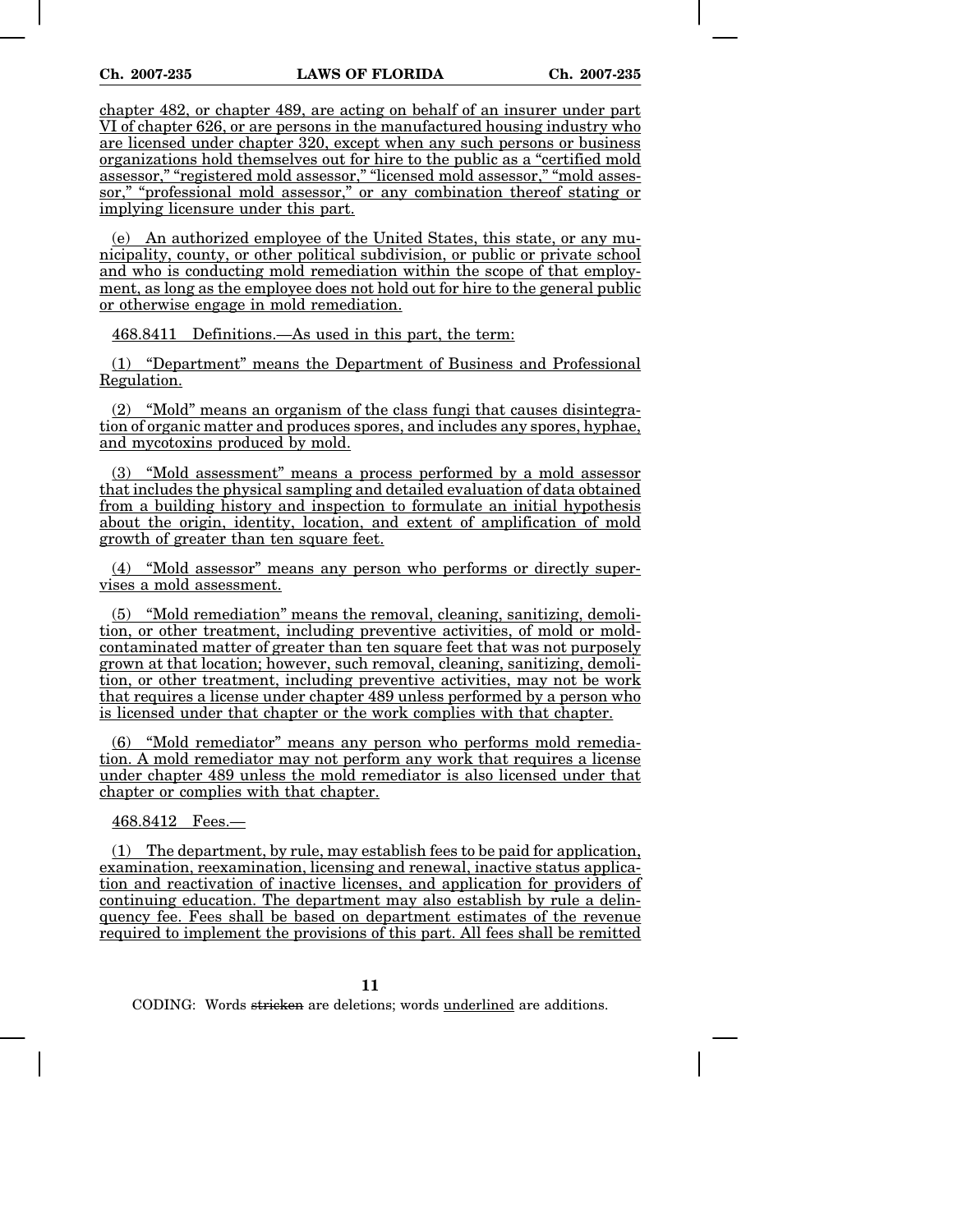chapter 482, or chapter 489, are acting on behalf of an insurer under part VI of chapter 626, or are persons in the manufactured housing industry who are licensed under chapter 320, except when any such persons or business organizations hold themselves out for hire to the public as a "certified mold assessor," "registered mold assessor," "licensed mold assessor," "mold assessor," "professional mold assessor," or any combination thereof stating or implying licensure under this part.

(e) An authorized employee of the United States, this state, or any municipality, county, or other political subdivision, or public or private school and who is conducting mold remediation within the scope of that employment, as long as the employee does not hold out for hire to the general public or otherwise engage in mold remediation.

468.8411 Definitions.—As used in this part, the term:

(1) "Department" means the Department of Business and Professional Regulation.

(2) "Mold" means an organism of the class fungi that causes disintegration of organic matter and produces spores, and includes any spores, hyphae, and mycotoxins produced by mold.

(3) "Mold assessment" means a process performed by a mold assessor that includes the physical sampling and detailed evaluation of data obtained from a building history and inspection to formulate an initial hypothesis about the origin, identity, location, and extent of amplification of mold growth of greater than ten square feet.

(4) "Mold assessor" means any person who performs or directly supervises a mold assessment.

(5) "Mold remediation" means the removal, cleaning, sanitizing, demolition, or other treatment, including preventive activities, of mold or mold-contaminated matter of greater than ten square feet that was not purposely grown at that location; however, such removal, cleaning, sanitizing, demolition, or other treatment, including preventive activities, may not be work that requires a license under chapter 489 unless performed by a person who is licensed under that chapter or the work complies with that chapter.

(6) "Mold remediator" means any person who performs mold remediation. A mold remediator may not perform any work that requires a license under chapter 489 unless the mold remediator is also licensed under that chapter or complies with that chapter.

468.8412 Fees.—

(1) The department, by rule, may establish fees to be paid for application, examination, reexamination, licensing and renewal, inactive status application and reactivation of inactive licenses, and application for providers of continuing education. The department may also establish by rule a delinquency fee. Fees shall be based on department estimates of the revenue required to implement the provisions of this part. All fees shall be remitted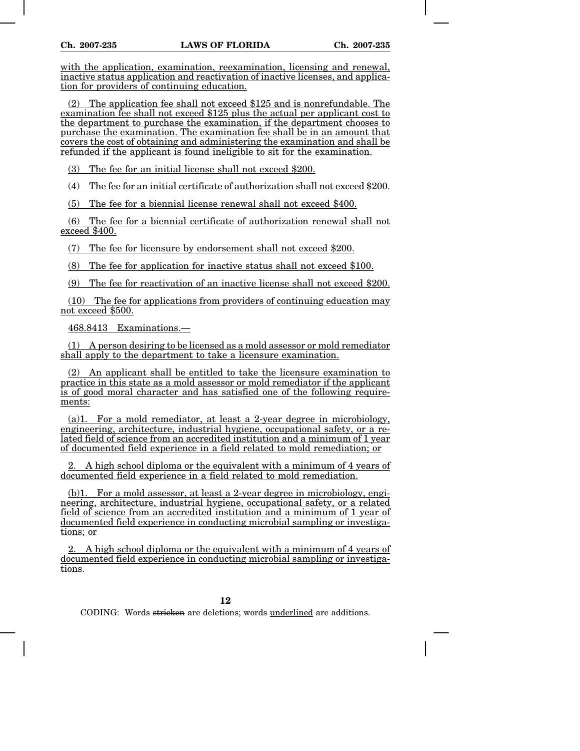with the application, examination, reexamination, licensing and renewal, inactive status application and reactivation of inactive licenses, and application for providers of continuing education.

(2) The application fee shall not exceed $125 and is nonrefundable. The examination fee shall not exceed $125 plus the actual per applicant cost to the department to purchase the examination, if the department chooses to purchase the examination. The examination fee shall be in an amount that covers the cost of obtaining and administering the examination and shall be refunded if the applicant is found ineligible to sit for the examination.

(3) The fee for an initial license shall not exceed $200.

(4) The fee for an initial certificate of authorization shall not exceed $200.

(5) The fee for a biennial license renewal shall not exceed $400.

(6) The fee for a biennial certificate of authorization renewal shall not exceed $400.

(7) The fee for licensure by endorsement shall not exceed $200.

(8) The fee for application for inactive status shall not exceed $100.

(9) The fee for reactivation of an inactive license shall not exceed $200.

(10) The fee for applications from providers of continuing education may not exceed $500.

468.8413 Examinations.—

(1) A person desiring to be licensed as a mold assessor or mold remediator shall apply to the department to take a licensure examination.

(2) An applicant shall be entitled to take the licensure examination to practice in this state as a mold assessor or mold remediator if the applicant is of good moral character and has satisfied one of the following requirements:

(a)1. For a mold remediator, at least a 2-year degree in microbiology, engineering, architecture, industrial hygiene, occupational safety, or a related field of science from an accredited institution and a minimum of 1 year of documented field experience in a field related to mold remediation; or

2. A high school diploma or the equivalent with a minimum of 4 years of documented field experience in a field related to mold remediation.

(b)1. For a mold assessor, at least a 2-year degree in microbiology, engineering, architecture, industrial hygiene, occupational safety, or a related field of science from an accredited institution and a minimum of 1 year of documented field experience in conducting microbial sampling or investigations; or

2. A high school diploma or the equivalent with a minimum of 4 years of documented field experience in conducting microbial sampling or investigations.

CODING: Words ~~stricken~~ are deletions; words underlined are additions.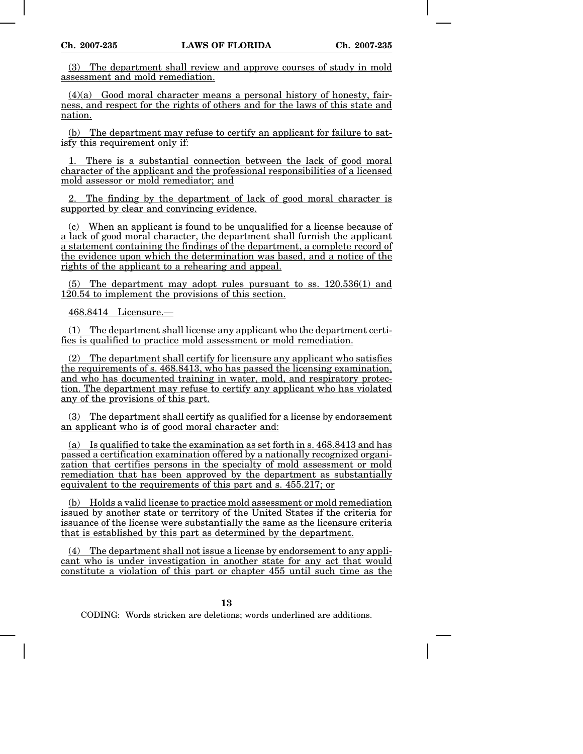(3) The department shall review and approve courses of study in mold assessment and mold remediation.

(4)(a) Good moral character means a personal history of honesty, fairness, and respect for the rights of others and for the laws of this state and nation.

(b) The department may refuse to certify an applicant for failure to satisfy this requirement only if:

1. There is a substantial connection between the lack of good moral character of the applicant and the professional responsibilities of a licensed mold assessor or mold remediator; and

2. The finding by the department of lack of good moral character is supported by clear and convincing evidence.

(c) When an applicant is found to be unqualified for a license because of a lack of good moral character, the department shall furnish the applicant a statement containing the findings of the department, a complete record of the evidence upon which the determination was based, and a notice of the rights of the applicant to a rehearing and appeal.

(5) The department may adopt rules pursuant to ss. 120.536(1) and 120.54 to implement the provisions of this section.

468.8414 Licensure.—

(1) The department shall license any applicant who the department certifies is qualified to practice mold assessment or mold remediation.

(2) The department shall certify for licensure any applicant who satisfies the requirements of s. 468.8413, who has passed the licensing examination, and who has documented training in water, mold, and respiratory protection. The department may refuse to certify any applicant who has violated any of the provisions of this part.

(3) The department shall certify as qualified for a license by endorsement an applicant who is of good moral character and:

(a) Is qualified to take the examination as set forth in s. 468.8413 and has passed a certification examination offered by a nationally recognized organization that certifies persons in the specialty of mold assessment or mold remediation that has been approved by the department as substantially equivalent to the requirements of this part and s. 455.217; or

(b) Holds a valid license to practice mold assessment or mold remediation issued by another state or territory of the United States if the criteria for issuance of the license were substantially the same as the licensure criteria that is established by this part as determined by the department.

(4) The department shall not issue a license by endorsement to any applicant who is under investigation in another state for any act that would constitute a violation of this part or chapter 455 until such time as the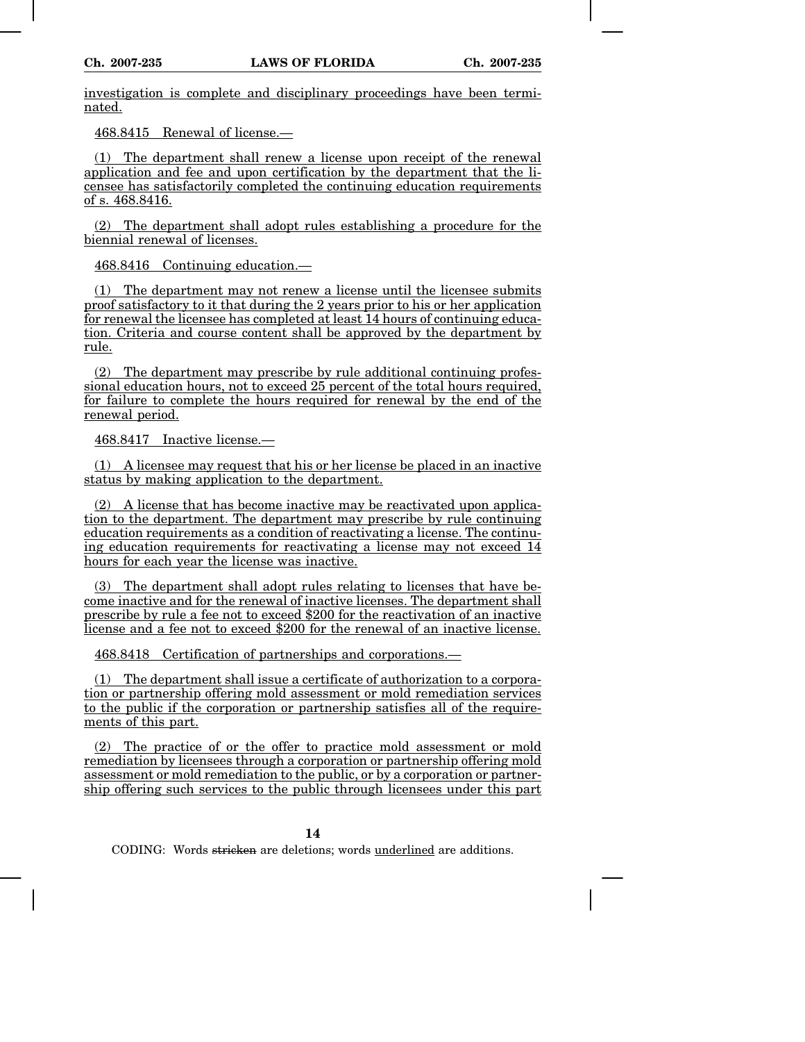investigation is complete and disciplinary proceedings have been terminated.

468.8415 Renewal of license.—

(1) The department shall renew a license upon receipt of the renewal application and fee and upon certification by the department that the licensee has satisfactorily completed the continuing education requirements of s. 468.8416.

(2) The department shall adopt rules establishing a procedure for the biennial renewal of licenses.

468.8416 Continuing education.—

(1) The department may not renew a license until the licensee submits proof satisfactory to it that during the 2 years prior to his or her application for renewal the licensee has completed at least 14 hours of continuing education. Criteria and course content shall be approved by the department by rule.

(2) The department may prescribe by rule additional continuing professional education hours, not to exceed 25 percent of the total hours required, for failure to complete the hours required for renewal by the end of the renewal period.

468.8417 Inactive license.—

(1) A licensee may request that his or her license be placed in an inactive status by making application to the department.

(2) A license that has become inactive may be reactivated upon application to the department. The department may prescribe by rule continuing education requirements as a condition of reactivating a license. The continuing education requirements for reactivating a license may not exceed 14 hours for each year the license was inactive.

(3) The department shall adopt rules relating to licenses that have become inactive and for the renewal of inactive licenses. The department shall prescribe by rule a fee not to exceed $200 for the reactivation of an inactive license and a fee not to exceed $200 for the renewal of an inactive license.

468.8418 Certification of partnerships and corporations.—

(1) The department shall issue a certificate of authorization to a corporation or partnership offering mold assessment or mold remediation services to the public if the corporation or partnership satisfies all of the requirements of this part.

(2) The practice of or the offer to practice mold assessment or mold remediation by licensees through a corporation or partnership offering mold assessment or mold remediation to the public, or by a corporation or partnership offering such services to the public through licensees under this part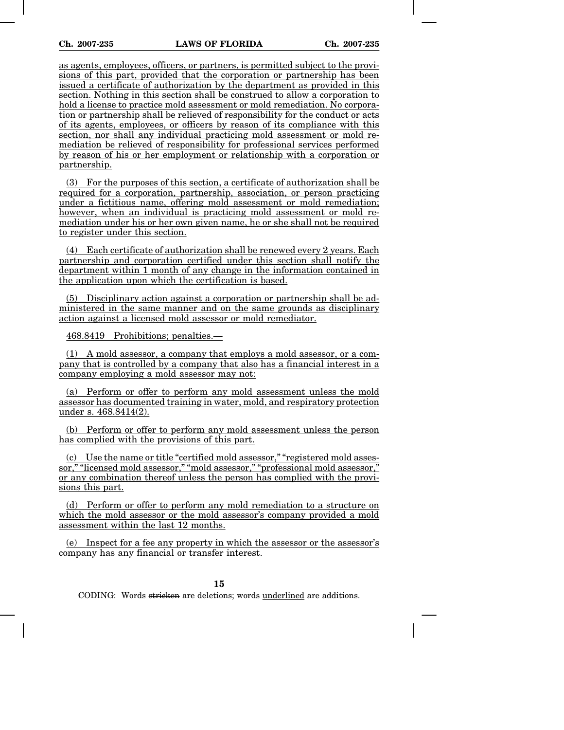as agents, employees, officers, or partners, is permitted subject to the provisions of this part, provided that the corporation or partnership has been issued a certificate of authorization by the department as provided in this section. Nothing in this section shall be construed to allow a corporation to hold a license to practice mold assessment or mold remediation. No corporation or partnership shall be relieved of responsibility for the conduct or acts of its agents, employees, or officers by reason of its compliance with this section, nor shall any individual practicing mold assessment or mold remediation be relieved of responsibility for professional services performed by reason of his or her employment or relationship with a corporation or partnership.

(3) For the purposes of this section, a certificate of authorization shall be required for a corporation, partnership, association, or person practicing under a fictitious name, offering mold assessment or mold remediation; however, when an individual is practicing mold assessment or mold remediation under his or her own given name, he or she shall not be required to register under this section.

(4) Each certificate of authorization shall be renewed every 2 years. Each partnership and corporation certified under this section shall notify the department within 1 month of any change in the information contained in the application upon which the certification is based.

(5) Disciplinary action against a corporation or partnership shall be administered in the same manner and on the same grounds as disciplinary action against a licensed mold assessor or mold remediator.

468.8419 Prohibitions; penalties.—

(1) A mold assessor, a company that employs a mold assessor, or a company that is controlled by a company that also has a financial interest in a company employing a mold assessor may not:

(a) Perform or offer to perform any mold assessment unless the mold assessor has documented training in water, mold, and respiratory protection under s. 468.8414(2).

(b) Perform or offer to perform any mold assessment unless the person has complied with the provisions of this part.

(c) Use the name or title "certified mold assessor," "registered mold assessor," "licensed mold assessor," "mold assessor," "professional mold assessor," or any combination thereof unless the person has complied with the provisions this part.

(d) Perform or offer to perform any mold remediation to a structure on which the mold assessor or the mold assessor's company provided a mold assessment within the last 12 months.

(e) Inspect for a fee any property in which the assessor or the assessor's company has any financial or transfer interest.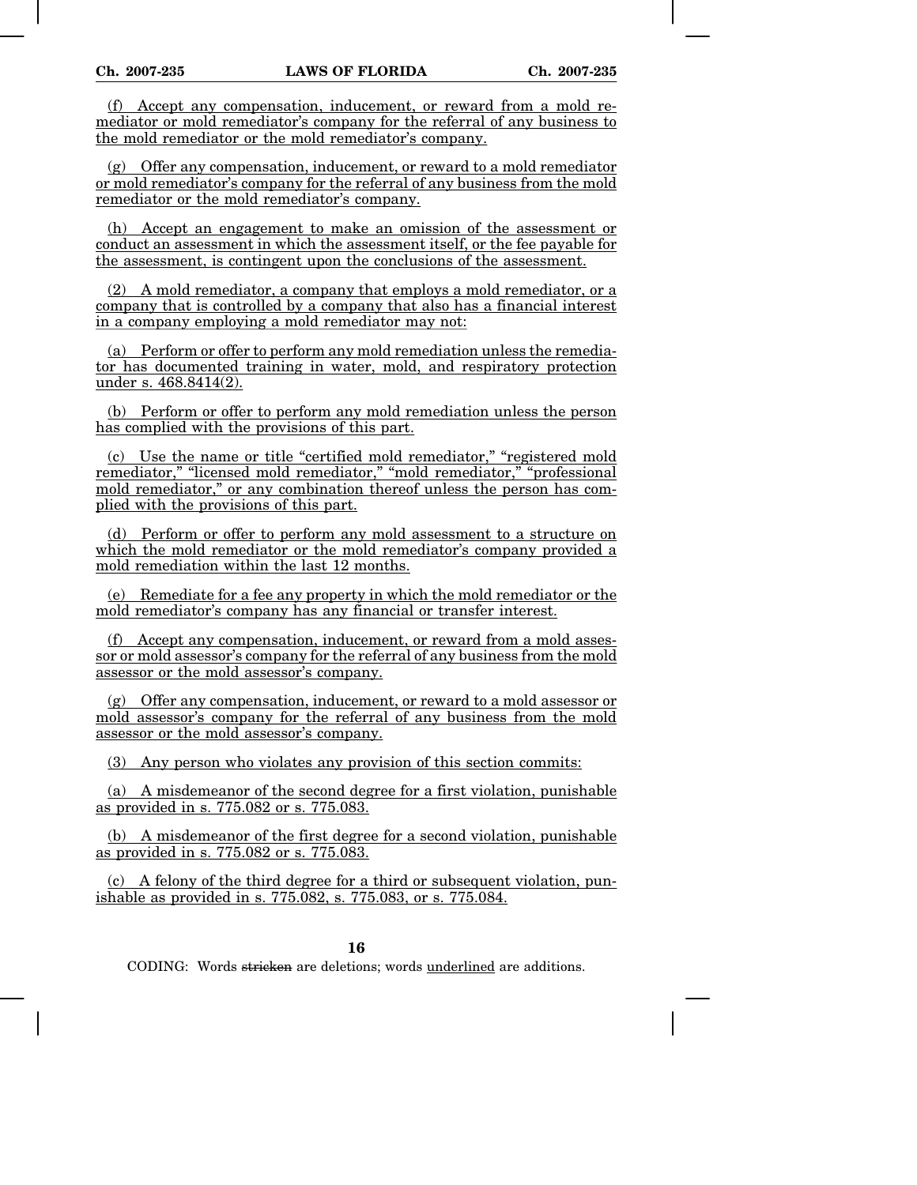(f) Accept any compensation, inducement, or reward from a mold remediator or mold remediator's company for the referral of any business to the mold remediator or the mold remediator's company.

(g) Offer any compensation, inducement, or reward to a mold remediator or mold remediator's company for the referral of any business from the mold remediator or the mold remediator's company.

(h) Accept an engagement to make an omission of the assessment or conduct an assessment in which the assessment itself, or the fee payable for the assessment, is contingent upon the conclusions of the assessment.

(2) A mold remediator, a company that employs a mold remediator, or a company that is controlled by a company that also has a financial interest in a company employing a mold remediator may not:

(a) Perform or offer to perform any mold remediation unless the remediator has documented training in water, mold, and respiratory protection under s. 468.8414(2).

(b) Perform or offer to perform any mold remediation unless the person has complied with the provisions of this part.

(c) Use the name or title "certified mold remediator," "registered mold remediator," "licensed mold remediator," "mold remediator," "professional mold remediator," or any combination thereof unless the person has complied with the provisions of this part.

(d) Perform or offer to perform any mold assessment to a structure on which the mold remediator or the mold remediator's company provided a mold remediation within the last 12 months.

(e) Remediate for a fee any property in which the mold remediator or the mold remediator's company has any financial or transfer interest.

(f) Accept any compensation, inducement, or reward from a mold assessor or mold assessor's company for the referral of any business from the mold assessor or the mold assessor's company.

(g) Offer any compensation, inducement, or reward to a mold assessor or mold assessor's company for the referral of any business from the mold assessor or the mold assessor's company.

(3) Any person who violates any provision of this section commits:

(a) A misdemeanor of the second degree for a first violation, punishable as provided in s. 775.082 or s. 775.083.

(b) A misdemeanor of the first degree for a second violation, punishable as provided in s. 775.082 or s. 775.083.

(c) A felony of the third degree for a third or subsequent violation, punishable as provided in s. 775.082, s. 775.083, or s. 775.084.

CODING: Words stricken are deletions; words underlined are additions.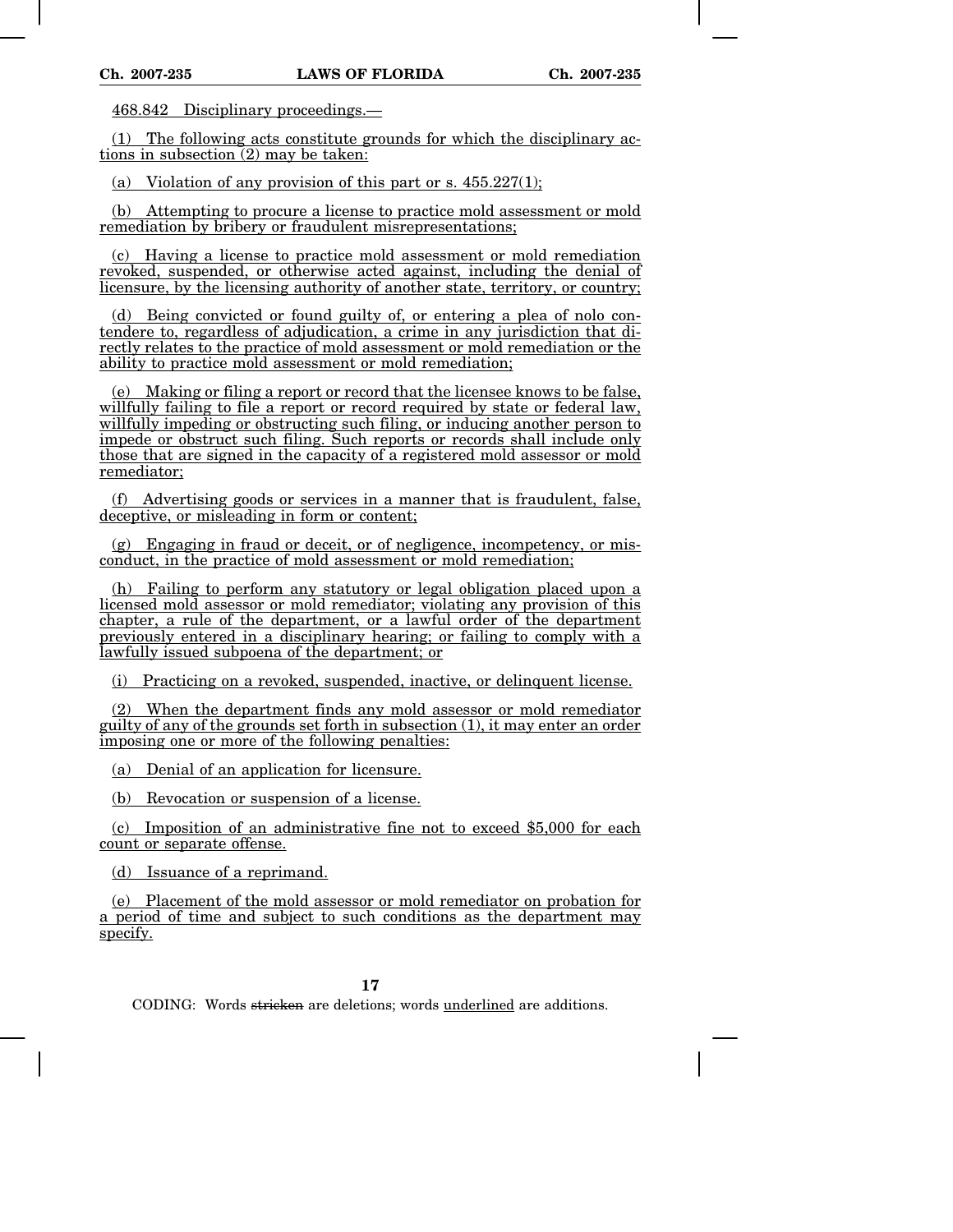468.842 Disciplinary proceedings.—

(1) The following acts constitute grounds for which the disciplinary actions in subsection (2) may be taken:

(a) Violation of any provision of this part or s. 455.227(1);

(b) Attempting to procure a license to practice mold assessment or mold remediation by bribery or fraudulent misrepresentations;

(c) Having a license to practice mold assessment or mold remediation revoked, suspended, or otherwise acted against, including the denial of licensure, by the licensing authority of another state, territory, or country;

(d) Being convicted or found guilty of, or entering a plea of nolo contendere to, regardless of adjudication, a crime in any jurisdiction that directly relates to the practice of mold assessment or mold remediation or the ability to practice mold assessment or mold remediation;

(e) Making or filing a report or record that the licensee knows to be false, willfully failing to file a report or record required by state or federal law, willfully impeding or obstructing such filing, or inducing another person to impede or obstruct such filing. Such reports or records shall include only those that are signed in the capacity of a registered mold assessor or mold remediator;

(f) Advertising goods or services in a manner that is fraudulent, false, deceptive, or misleading in form or content;

(g) Engaging in fraud or deceit, or of negligence, incompetency, or misconduct, in the practice of mold assessment or mold remediation;

(h) Failing to perform any statutory or legal obligation placed upon a licensed mold assessor or mold remediator; violating any provision of this chapter, a rule of the department, or a lawful order of the department previously entered in a disciplinary hearing; or failing to comply with a lawfully issued subpoena of the department; or

(i) Practicing on a revoked, suspended, inactive, or delinquent license.

(2) When the department finds any mold assessor or mold remediator guilty of any of the grounds set forth in subsection (1), it may enter an order imposing one or more of the following penalties:

(a) Denial of an application for licensure.

(b) Revocation or suspension of a license.

(c) Imposition of an administrative fine not to exceed $5,000 for each count or separate offense.

(d) Issuance of a reprimand.

(e) Placement of the mold assessor or mold remediator on probation for a period of time and subject to such conditions as the department may specify.

CODING: Words stricken are deletions; words underlined are additions.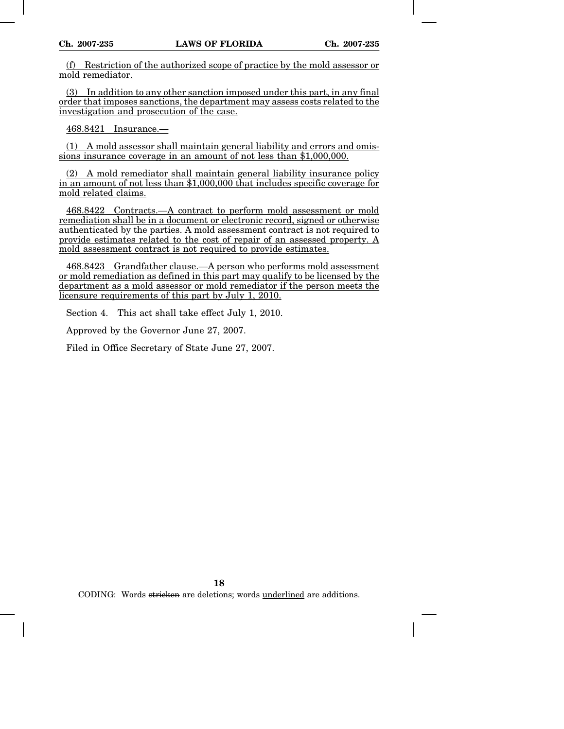(f) Restriction of the authorized scope of practice by the mold assessor or mold remediator.

(3) In addition to any other sanction imposed under this part, in any final order that imposes sanctions, the department may assess costs related to the investigation and prosecution of the case.

468.8421 Insurance.—

(1) A mold assessor shall maintain general liability and errors and omissions insurance coverage in an amount of not less than $1,000,000.

(2) A mold remediator shall maintain general liability insurance policy in an amount of not less than $1,000,000 that includes specific coverage for mold related claims.

468.8422 Contracts.—A contract to perform mold assessment or mold remediation shall be in a document or electronic record, signed or otherwise authenticated by the parties. A mold assessment contract is not required to provide estimates related to the cost of repair of an assessed property. A mold assessment contract is not required to provide estimates.

468.8423 Grandfather clause.—A person who performs mold assessment or mold remediation as defined in this part may qualify to be licensed by the department as a mold assessor or mold remediator if the person meets the licensure requirements of this part by July 1, 2010.

Section 4. This act shall take effect July 1, 2010.

Approved by the Governor June 27, 2007.

Filed in Office Secretary of State June 27, 2007.

CODING: Words stricken are deletions; words underlined are additions.